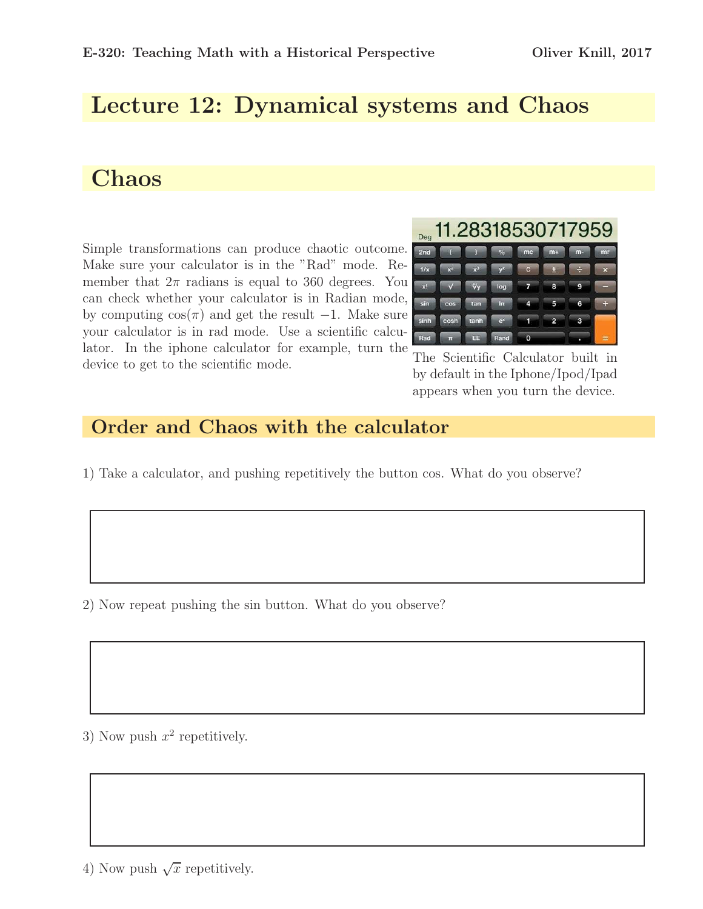# Lecture 12: Dynamical systems and Chaos

## Chaos

Simple transformations can produce chaotic outcome. Make sure your calculator is in the "Rad" mode. Remember that $2\pi$ radians is equal to 360 degrees. You can check whether your calculator is in Radian mode, by computing $\cos(\pi)$ and get the result $-1$. Make sure your calculator is in rad mode. Use a scientific calculator. In the iphone calculator for example, turn the device to get to the scientific mode.

The Scientific Calculator built in by default in the Iphone/Ipod/Ipad appears when you turn the device.

## Order and Chaos with the calculator

1) Take a calculator, and pushing repetitively the button cos. What do you observe?

2) Now repeat pushing the sin button. What do you observe?

3) Now push $x^2$ repetitively.

4) Now push $\sqrt{x}$ repetitively.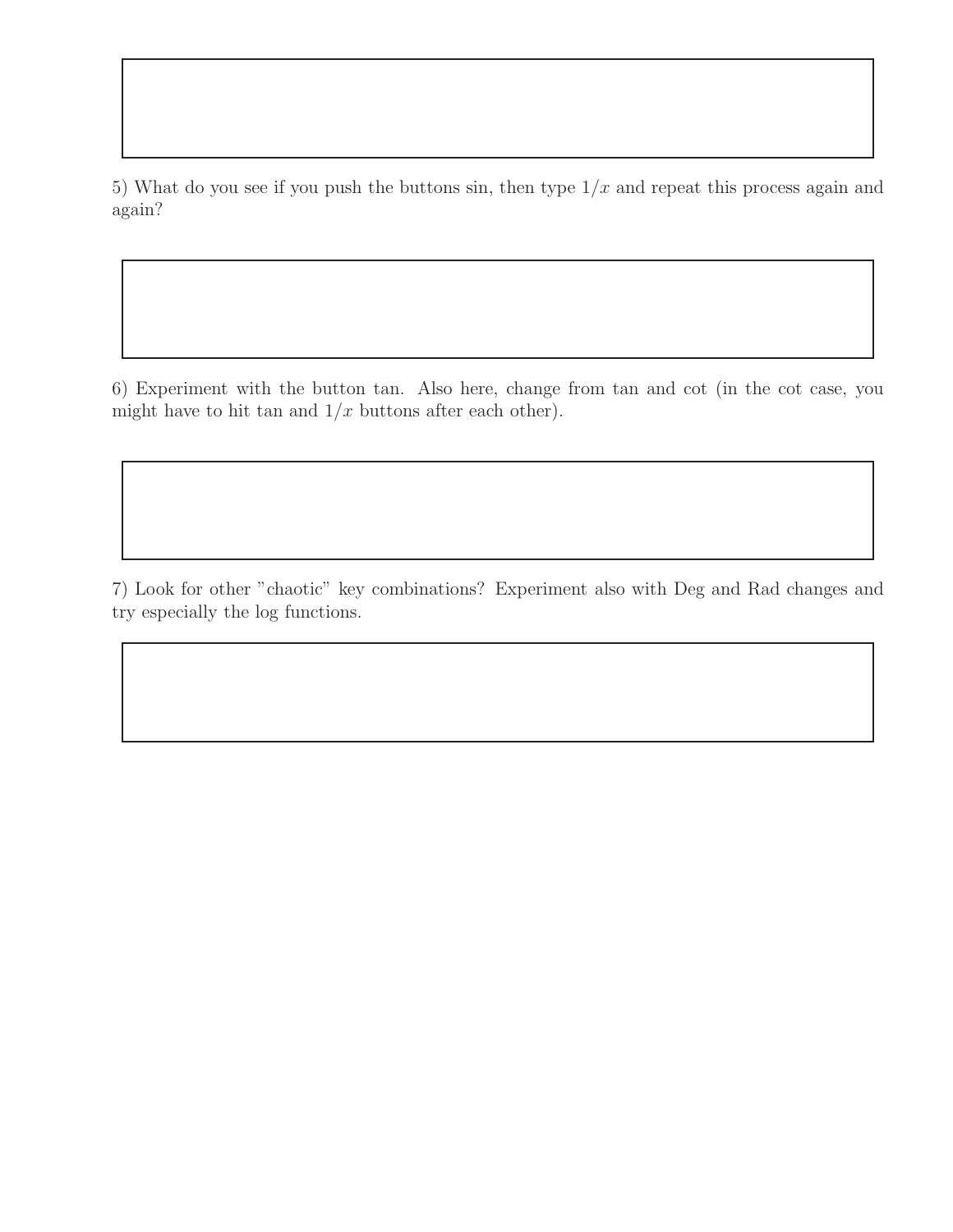5) What do you see if you push the buttons sin, then type $1/x$ and repeat this process again and again?

6) Experiment with the button tan. Also here, change from tan and cot (in the cot case, you might have to hit tan and $1/x$ buttons after each other).

7) Look for other "chaotic" key combinations? Experiment also with Deg and Rad changes and try especially the log functions.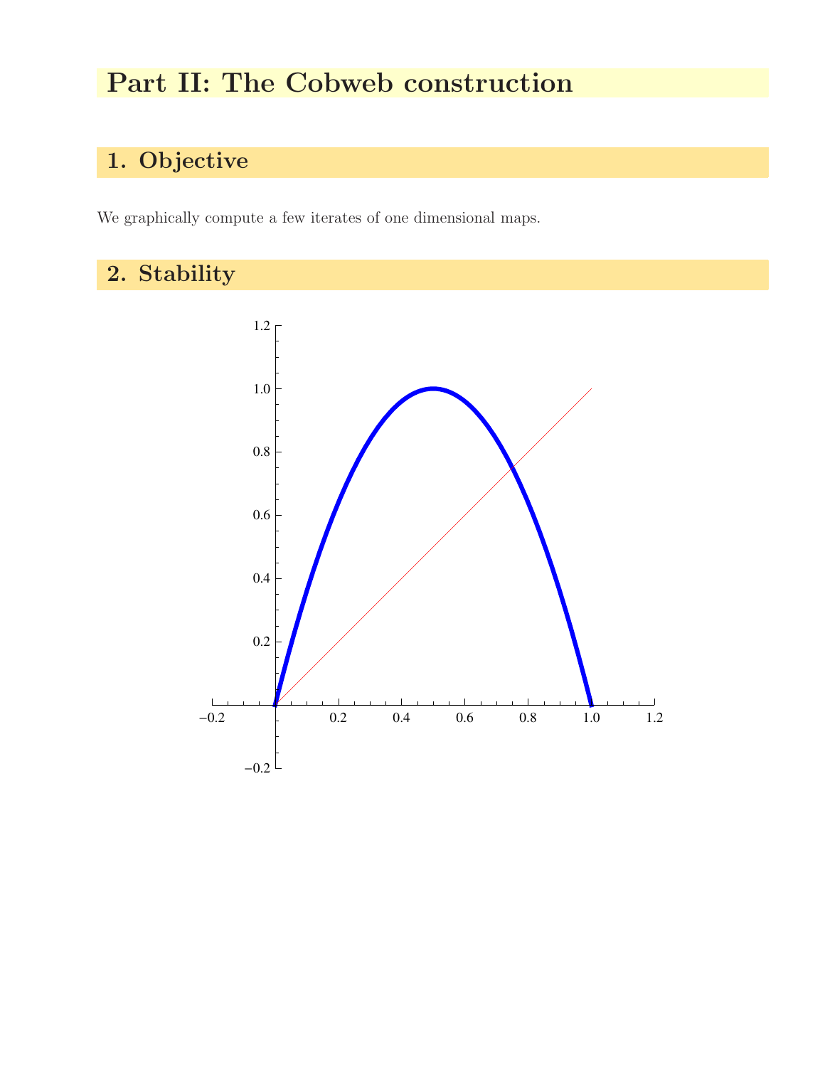# Part II: The Cobweb construction

## 1. Objective

We graphically compute a few iterates of one dimensional maps.

## 2. Stability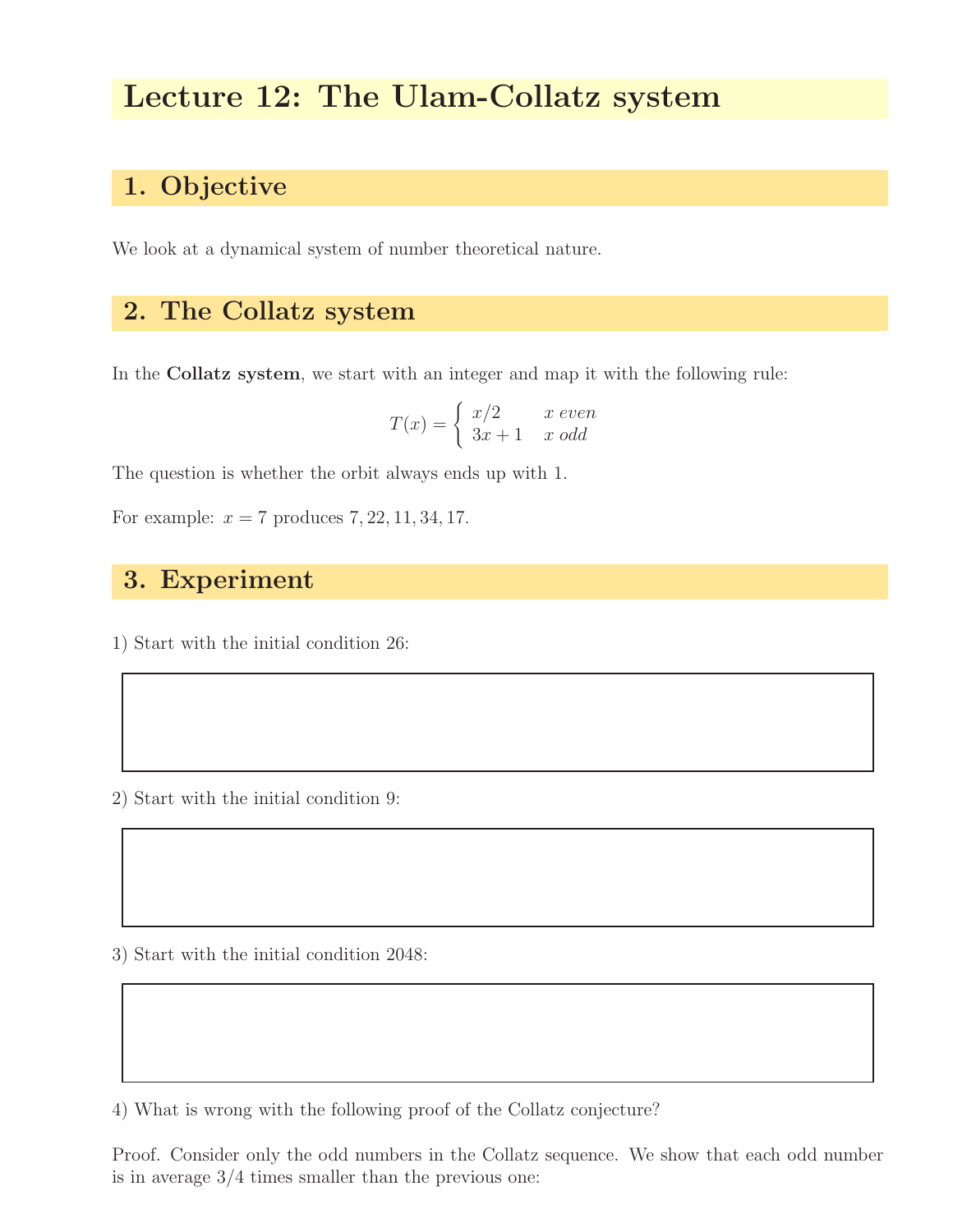# Lecture 12: The Ulam-Collatz system

## 1. Objective

We look at a dynamical system of number theoretical nature.

## 2. The Collatz system

In the **Collatz system**, we start with an integer and map it with the following rule:

$$T(x) = \begin{cases} x/2 & x \text{ even} \\ 3x+1 & x \text{ odd} \end{cases}$$

The question is whether the orbit always ends up with 1.

For example: $x = 7$ produces $7, 22, 11, 34, 17$.

## 3. Experiment

1) Start with the initial condition 26:

2) Start with the initial condition 9:

3) Start with the initial condition 2048:

4) What is wrong with the following proof of the Collatz conjecture?

Proof. Consider only the odd numbers in the Collatz sequence. We show that each odd number is in average 3/4 times smaller than the previous one: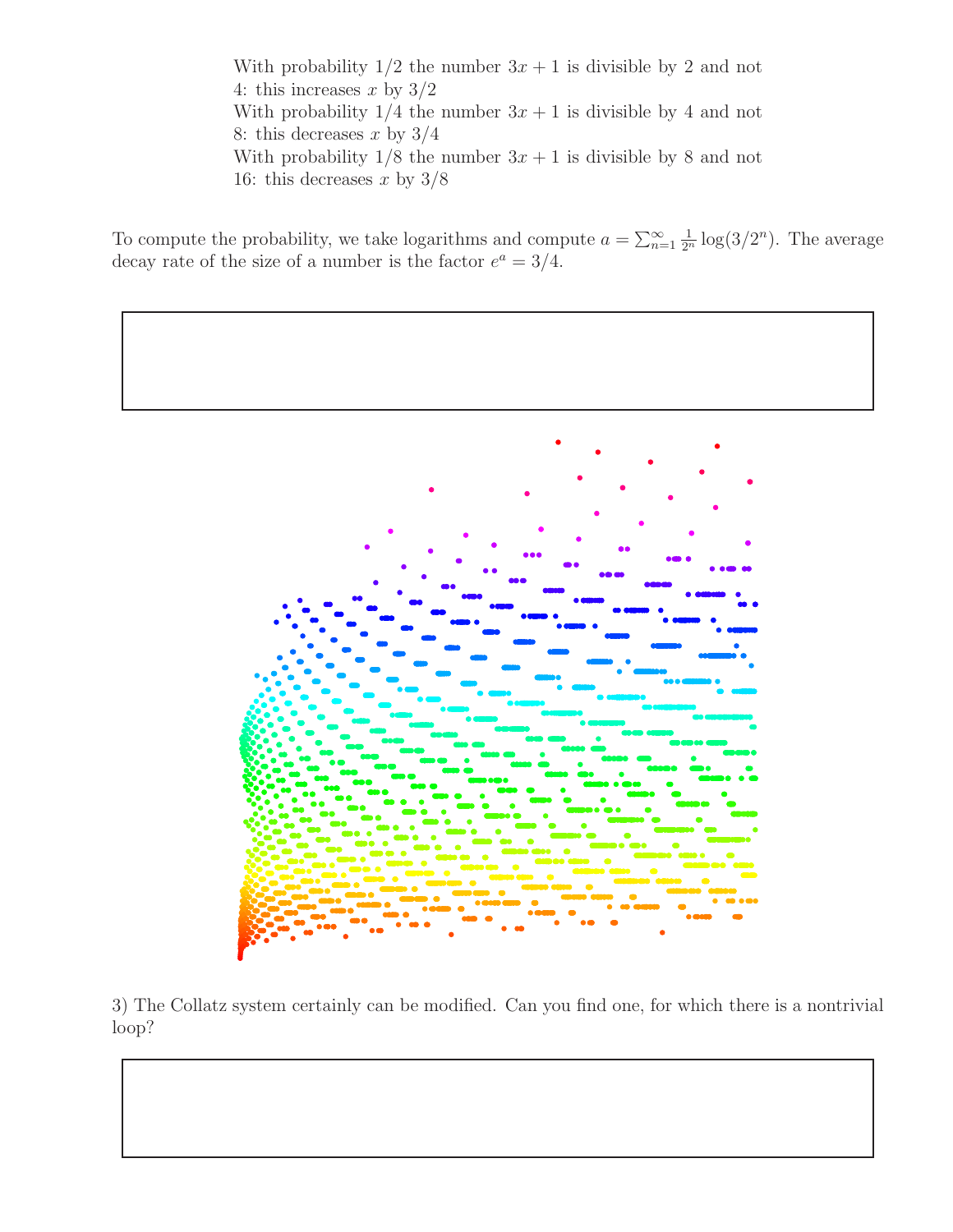With probability 1/2 the number $3x+1$ is divisible by 2 and not 4: this increases $x$ by 3/2
With probability 1/4 the number $3x+1$ is divisible by 4 and not 8: this decreases $x$ by 3/4
With probability 1/8 the number $3x+1$ is divisible by 8 and not 16: this decreases $x$ by 3/8

To compute the probability, we take logarithms and compute $a = \sum_{n=1}^{\infty} \frac{1}{2^n} \log(3/2^n)$. The average decay rate of the size of a number is the factor $e^a = 3/4$.

3) The Collatz system certainly can be modified. Can you find one, for which there is a nontrivial loop?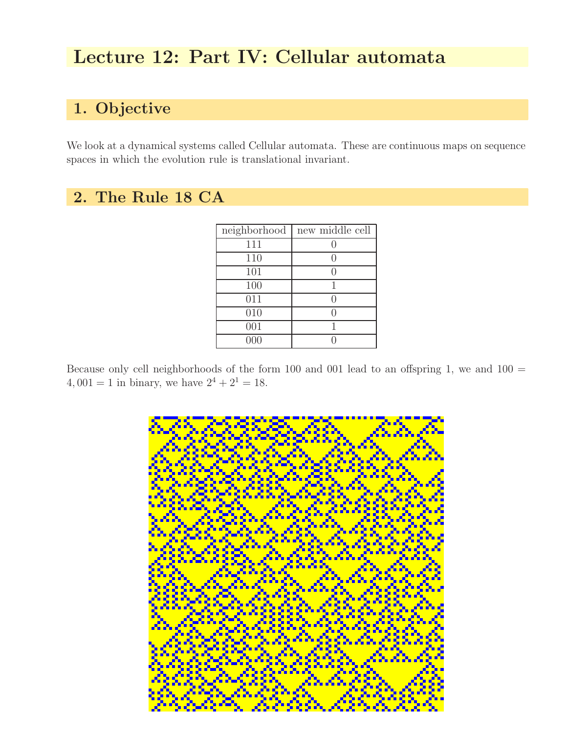# Lecture 12: Part IV: Cellular automata

## 1. Objective

We look at a dynamical systems called Cellular automata. These are continuous maps on sequence spaces in which the evolution rule is translational invariant.

## 2. The Rule 18 CA

| neighborhood | new middle cell |
|---|---|
| 111 | 0 |
| 110 | 0 |
| 101 | 0 |
| 100 | 1 |
| 011 | 0 |
| 010 | 0 |
| 001 | 1 |
| 000 | 0 |

Because only cell neighborhoods of the form 100 and 001 lead to an offspring 1, we and $100 = 4, 001 = 1$ in binary, we have $2^4 + 2^1 = 18$.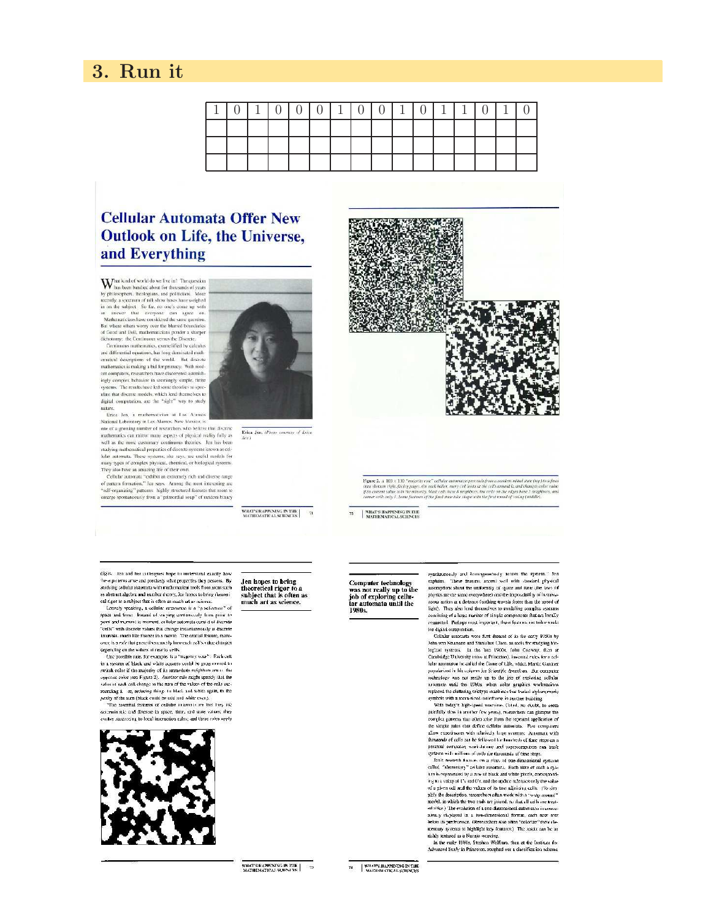## 3. Run it

| | | | | | | | | | | | | | | | |
|---|---|---|---|---|---|---|---|---|---|---|---|---|---|---|---|
| 1 | 0 | 1 | 0 | 0 | 0 | 1 | 0 | 0 | 1 | 0 | 1 | 1 | 0 | 1 | 0 |
| | | | | | | | | | | | | | | | |
| | | | | | | | | | | | | | | | |
| | | | | | | | | | | | | | | | |

### Cellular Automata Offer New Outlook on Life, the Universe, and Everything

What kind of world do we live in? The question has been bandied about for thousands of years by philosophers, theologians, and politicians. More recently, a spectrum of talk show hosts have weighed in on the subject. So far, no one's come up with an answer that everyone can agree on.

Mathematicians have considered the same question. But where others worry over the blurred boundaries of Good and Evil, mathematicians ponder a sharper dichotomy: the Continuous versus the Discrete.

Continuous mathematics, exemplified by calculus and differential equations, has long dominated mathematical descriptions of the world. But discrete mathematics is making a bid for primacy. With modern computers, researchers have discovered astonishingly complex behavior in seemingly simple, finite systems. The results have led some theorists to speculate that discrete models, which lend themselves to digital computation, are the "right" way to study nature.

Erica Jen, a mathematician at Los Alamos National Laboratory in Los Alamos, New Mexico, is one of a growing number of researchers who believe that discrete mathematics can mirror many aspects of physical reality fully as well as the more customary continuous theories. Jen has been studying mathematical properties of discrete systems known as cellular automata. These systems, she says, are useful models for many types of complex physical, chemical, or biological systems. They also have an amazing life of their own.

Cellular automata "exhibit an extremely rich and diverse range of pattern formation," Jen says. Among the most interesting are "self-organizing" patterns: highly structured features that seem to emerge spontaneously from a "primordial soup" of random binary digits. Jen and her colleagues hope to understand exactly how these patterns arise and precisely what properties they possess. By studying cellular automata with mathematical tools from areas such as abstract algebra and number theory, Jen hopes to bring theoretical rigor to a subject that is often as much art as science.

Erica Jen. (Photo courtesy of Erica Jen.)

Figure 2. A 100 × 100 "majority vote" cellular automaton proceeds from a random initial state (top left) to a final state (bottom right, facing page). On each round, every cell looks at the cells around it, and changes color value if its current value is in the minority. Most cells have 8 neighbors, but cells on the edges have 5 neighbors, and corner cells only 3. Some features of the final state take shape after the first round of voting (middle).

**Jen hopes to bring theoretical rigor to a subject that is often as much art as science.**

Loosely speaking, a cellular automaton is a "toy universe" of space and time. Instead of varying continuously from point to point and moment to moment, cellular automata consist of discrete "cells" with discrete values that change instantaneously at discrete intervals, much like frames in a movie. The crucial feature, moreover, is a rule that prescribes exactly how each cell's value changes depending on the values of nearby cells.

One possible rule, for example, is a "majority vote": Each cell in a system of black and white squares could be programmed to switch color if the majority of its immediate neighbors are of the opposite color (see Figure 2). Another rule might specify that the value of each cell change to the sum of the values of the cells surrounding it, reducing things to black and white, again, to the parity of the sum (black could be odd and white even).

"The essential features of cellular automata are that they are deterministic and discrete in space, time, and state values; they evolve according to local interaction rules; and these rules apply synchronously and homogeneously across the system," Jen explains. "These features accord well with standard physical assumptions about the uniformity of space and time (the laws of physics are the same everywhere) and the impossibility of instantaneous action at a distance (nothing travels faster than the speed of light). They also lend themselves to modeling complex systems consisting of a large number of simple components that are locally connected. Perhaps most important, these features are tailor-made for digital computation."

**Computer technology was not really up to the job of exploring cellular automata until the 1980s.**

Cellular automata were first dreamt of in the early 1950s by John von Neumann and Stanislaw Ulam, as tools for studying biological systems. In the late 1960s, John Conway, then at Cambridge University (now at Princeton), invented rules for a cellular automaton he called the Game of Life, which Martin Gardner popularized in his column for *Scientific American*. But computer technology was not really up to the job of exploring cellular automata until the 1980s, when color graphics workstations replaced the clattering teletype machines that traded alphanumeric symbols with a room-sized mainframe in another building.

With today's high-speed machines (fated, no doubt, to seem painfully slow in another few years), researchers can glimpse the complex patterns that arise from the repeated application of the simple rules that define cellular automata. Fast computers allow experiments with relatively large systems. Automata with thousands of cells can be followed for hundreds of time steps on a personal computer; workstations and supercomputers can track systems with millions of cells for thousands of time steps.

Jen's research focuses on a class of one-dimensional systems called "elementary" cellular automata. Each state of such a system is represented by a row of black and white pixels, corresponding to a string of 1's and 0's, and the update rule uses only the value of a given cell and the values of its two adjoining cells. (To simplify the description, researchers often work with a "wrap-around" model, in which the two ends are joined, so that all cells are equivalent.) The evolution of a one-dimensional automaton is conveniently displayed in a two-dimensional format, each new row below its predecessor. (Researchers also often "colorize" their elementary systems to highlight key features.) The result can be as richly textured as a Navajo weaving.

In the early 1980s, Stephen Wolfram, then at the Institute for Advanced Study in Princeton, roughed out a classification scheme